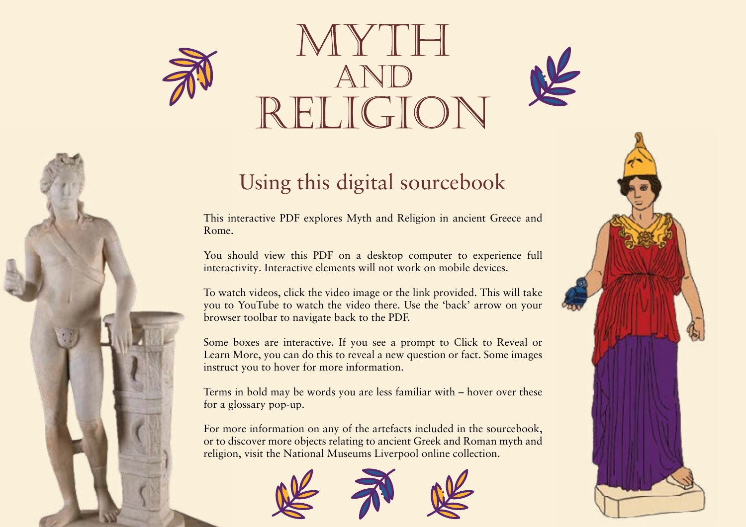# MYTH AND RELIGION

## Using this digital sourcebook

This interactive PDF explores Myth and Religion in ancient Greece and Rome.

You should view this PDF on a desktop computer to experience full interactivity. Interactive elements will not work on mobile devices.

To watch videos, click the video image or the link provided. This will take you to YouTube to watch the video there. Use the 'back' arrow on your browser toolbar to navigate back to the PDF.

Some boxes are interactive. If you see a prompt to Click to Reveal or Learn More, you can do this to reveal a new question or fact. Some images instruct you to hover for more information.

Terms in bold may be words you are less familiar with – hover over these for a glossary pop-up.

For more information on any of the artefacts included in the sourcebook, or to discover more objects relating to ancient Greek and Roman myth and religion, visit the National Museums Liverpool online collection.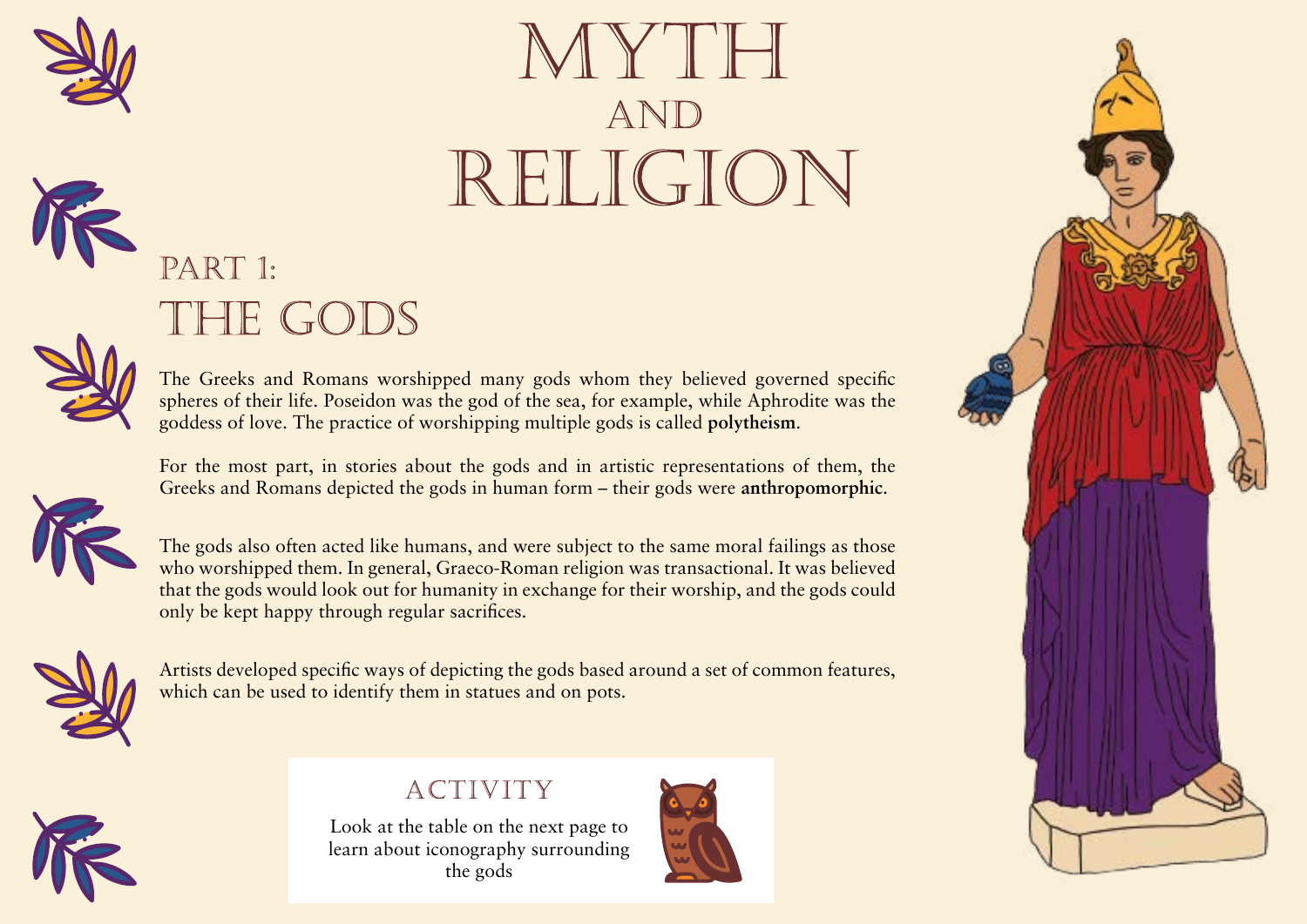# MYTH AND RELIGION

## PART 1: THE GODS

The Greeks and Romans worshipped many gods whom they believed governed specific spheres of their life. Poseidon was the god of the sea, for example, while Aphrodite was the goddess of love. The practice of worshipping multiple gods is called **polytheism**.

For the most part, in stories about the gods and in artistic representations of them, the Greeks and Romans depicted the gods in human form – their gods were **anthropomorphic**.

The gods also often acted like humans, and were subject to the same moral failings as those who worshipped them. In general, Graeco-Roman religion was transactional. It was believed that the gods would look out for humanity in exchange for their worship, and the gods could only be kept happy through regular sacrifices.

Artists developed specific ways of depicting the gods based around a set of common features, which can be used to identify them in statues and on pots.

### ACTIVITY

Look at the table on the next page to learn about iconography surrounding the gods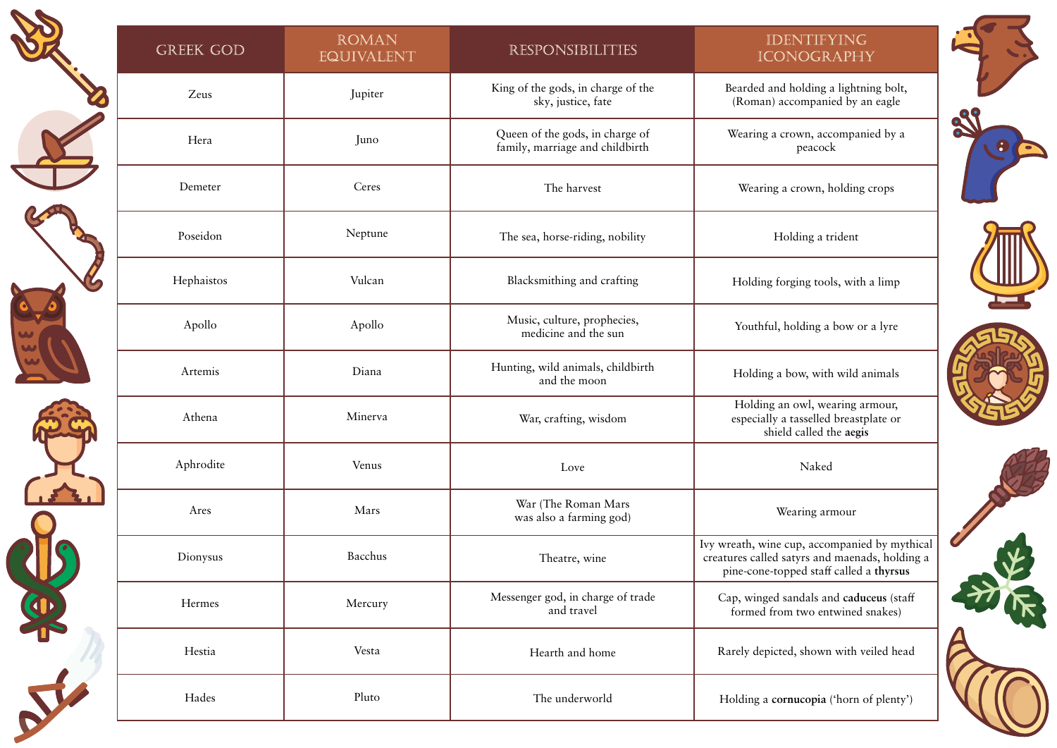| GREEK GOD | ROMAN EQUIVALENT | RESPONSIBILITIES | IDENTIFYING ICONOGRAPHY |
|---|---|---|---|
| Zeus | Jupiter | King of the gods, in charge of the sky, justice, fate | Bearded and holding a lightning bolt, (Roman) accompanied by an eagle |
| Hera | Juno | Queen of the gods, in charge of family, marriage and childbirth | Wearing a crown, accompanied by a peacock |
| Demeter | Ceres | The harvest | Wearing a crown, holding crops |
| Poseidon | Neptune | The sea, horse-riding, nobility | Holding a trident |
| Hephaistos | Vulcan | Blacksmithing and crafting | Holding forging tools, with a limp |
| Apollo | Apollo | Music, culture, prophecies, medicine and the sun | Youthful, holding a bow or a lyre |
| Artemis | Diana | Hunting, wild animals, childbirth and the moon | Holding a bow, with wild animals |
| Athena | Minerva | War, crafting, wisdom | Holding an owl, wearing armour, especially a tasselled breastplate or shield called the **aegis** |
| Aphrodite | Venus | Love | Naked |
| Ares | Mars | War (The Roman Mars was also a farming god) | Wearing armour |
| Dionysus | Bacchus | Theatre, wine | Ivy wreath, wine cup, accompanied by mythical creatures called satyrs and maenads, holding a pine-cone-topped staff called a **thyrsus** |
| Hermes | Mercury | Messenger god, in charge of trade and travel | Cap, winged sandals and **caduceus** (staff formed from two entwined snakes) |
| Hestia | Vesta | Hearth and home | Rarely depicted, shown with veiled head |
| Hades | Pluto | The underworld | Holding a **cornucopia** ('horn of plenty') |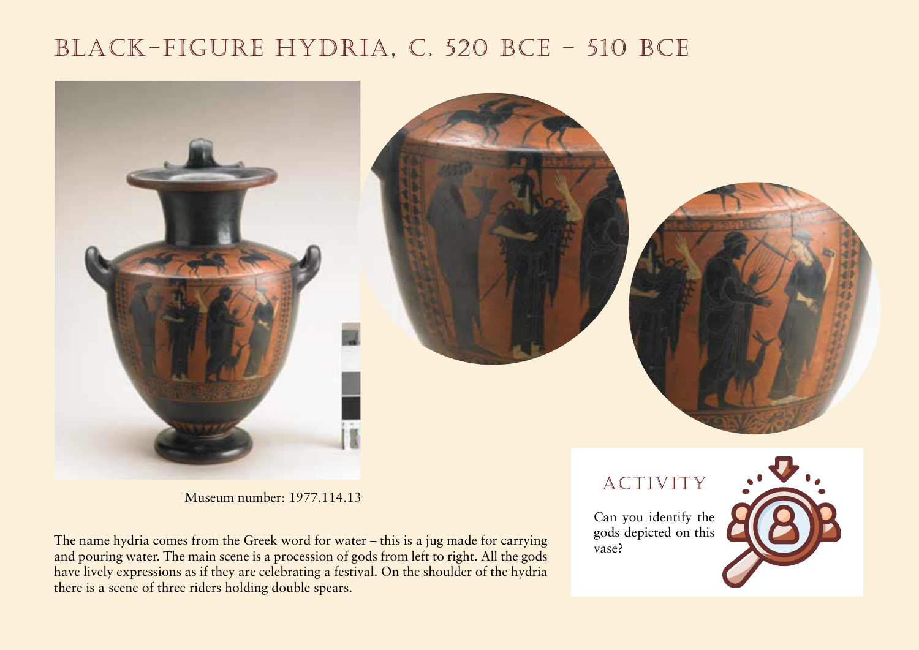# BLACK-FIGURE HYDRIA, C. 520 BCE – 510 BCE

Museum number: 1977.114.13

The name hydria comes from the Greek word for water – this is a jug made for carrying and pouring water. The main scene is a procession of gods from left to right. All the gods have lively expressions as if they are celebrating a festival. On the shoulder of the hydria there is a scene of three riders holding double spears.

## ACTIVITY

Can you identify the gods depicted on this vase?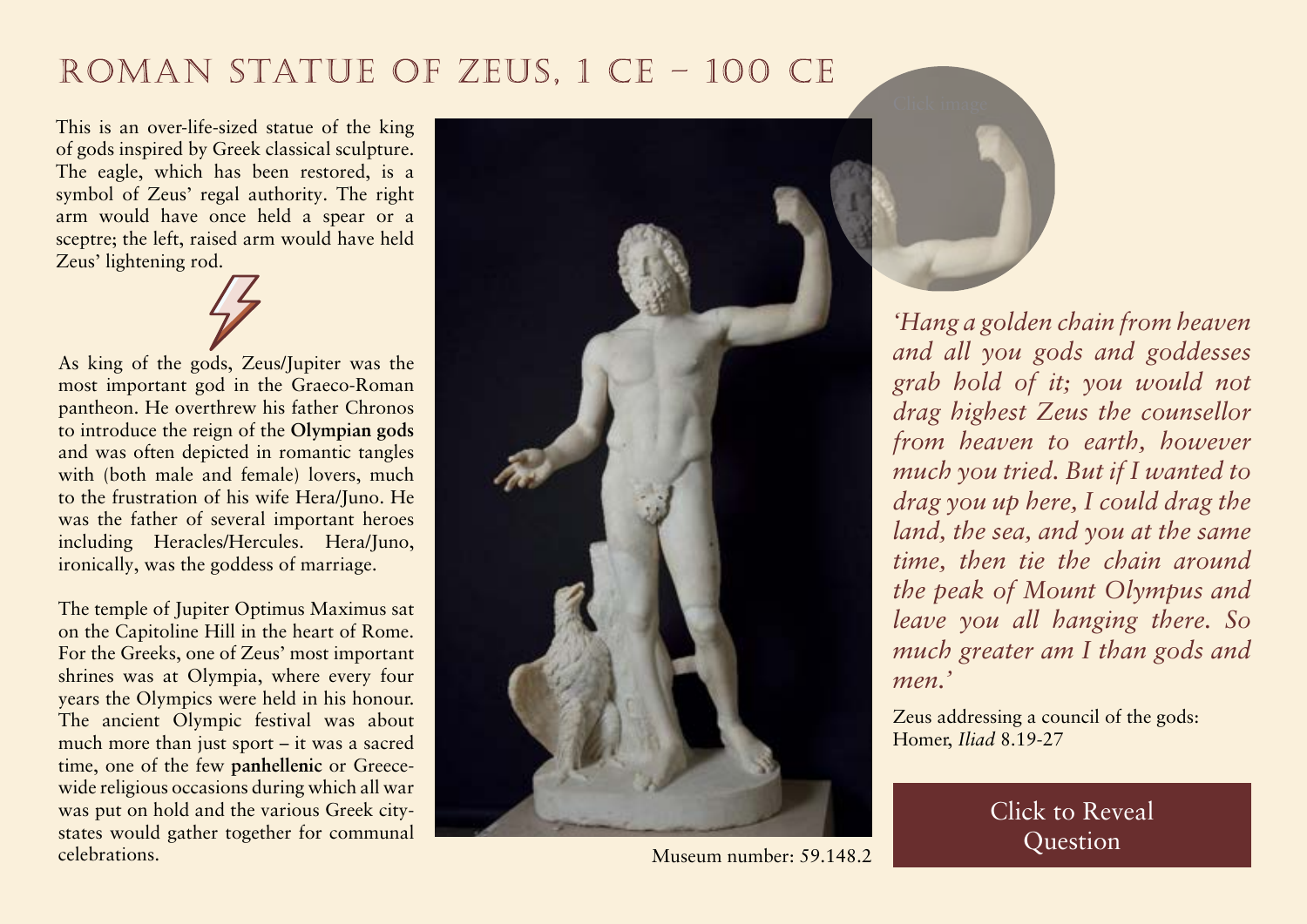# Roman Statue of Zeus, 1 CE – 100 CE

This is an over-life-sized statue of the king of gods inspired by Greek classical sculpture. The eagle, which has been restored, is a symbol of Zeus' regal authority. The right arm would have once held a spear or a sceptre; the left, raised arm would have held Zeus' lightening rod.

As king of the gods, Zeus/Jupiter was the most important god in the Graeco-Roman pantheon. He overthrew his father Chronos to introduce the reign of the **Olympian gods** and was often depicted in romantic tangles with (both male and female) lovers, much to the frustration of his wife Hera/Juno. He was the father of several important heroes including Heracles/Hercules. Hera/Juno, ironically, was the goddess of marriage.

The temple of Jupiter Optimus Maximus sat on the Capitoline Hill in the heart of Rome. For the Greeks, one of Zeus' most important shrines was at Olympia, where every four years the Olympics were held in his honour. The ancient Olympic festival was about much more than just sport – it was a sacred time, one of the few **panhellenic** or Greece-wide religious occasions during which all war was put on hold and the various Greek city-states would gather together for communal celebrations.

Museum number: 59.148.2

*'Hang a golden chain from heaven and all you gods and goddesses grab hold of it; you would not drag highest Zeus the counsellor from heaven to earth, however much you tried. But if I wanted to drag you up here, I could drag the land, the sea, and you at the same time, then tie the chain around the peak of Mount Olympus and leave you all hanging there. So much greater am I than gods and men.'*

Zeus addressing a council of the gods: Homer, *Iliad* 8.19-27

Click to Reveal Question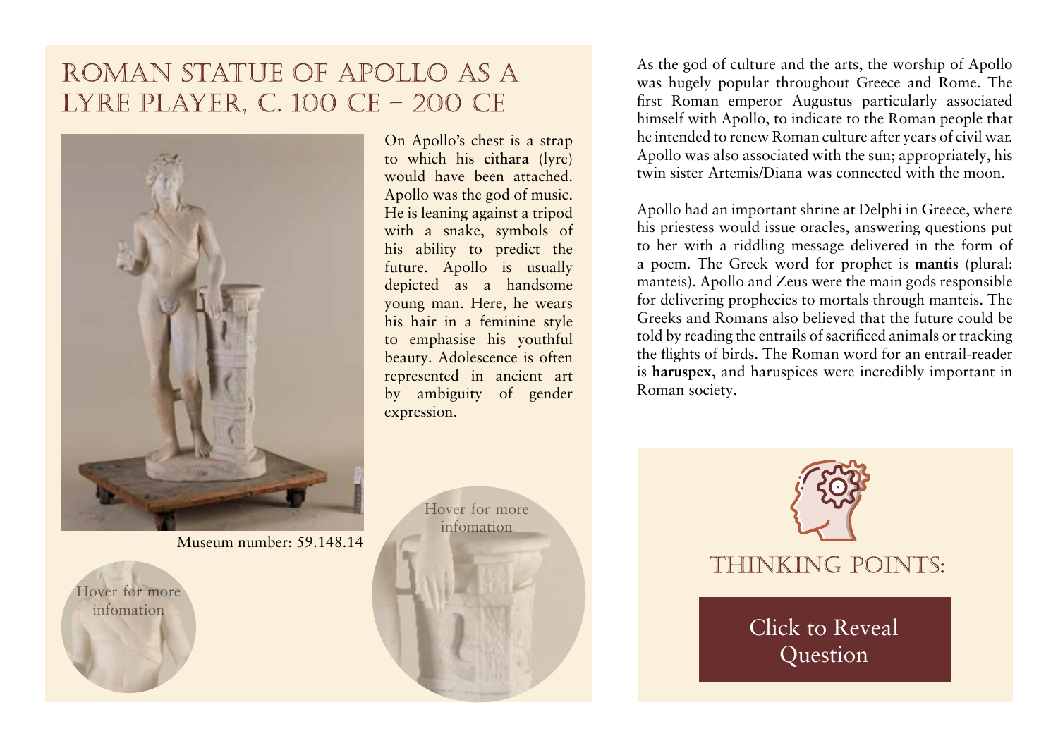# Roman Statue of Apollo as a Lyre Player, c. 100 CE – 200 CE

On Apollo's chest is a strap to which his **cithara** (lyre) would have been attached. Apollo was the god of music. He is leaning against a tripod with a snake, symbols of his ability to predict the future. Apollo is usually depicted as a handsome young man. Here, he wears his hair in a feminine style to emphasise his youthful beauty. Adolescence is often represented in ancient art by ambiguity of gender expression.

Museum number: 59.148.14

Hover for more infomation

Hover for more infomation

As the god of culture and the arts, the worship of Apollo was hugely popular throughout Greece and Rome. The first Roman emperor Augustus particularly associated himself with Apollo, to indicate to the Roman people that he intended to renew Roman culture after years of civil war. Apollo was also associated with the sun; appropriately, his twin sister Artemis/Diana was connected with the moon.

Apollo had an important shrine at Delphi in Greece, where his priestess would issue oracles, answering questions put to her with a riddling message delivered in the form of a poem. The Greek word for prophet is **mantis** (plural: manteis). Apollo and Zeus were the main gods responsible for delivering prophecies to mortals through manteis. The Greeks and Romans also believed that the future could be told by reading the entrails of sacrificed animals or tracking the flights of birds. The Roman word for an entrail-reader is **haruspex**, and haruspices were incredibly important in Roman society.

## Thinking Points:

Click to Reveal Question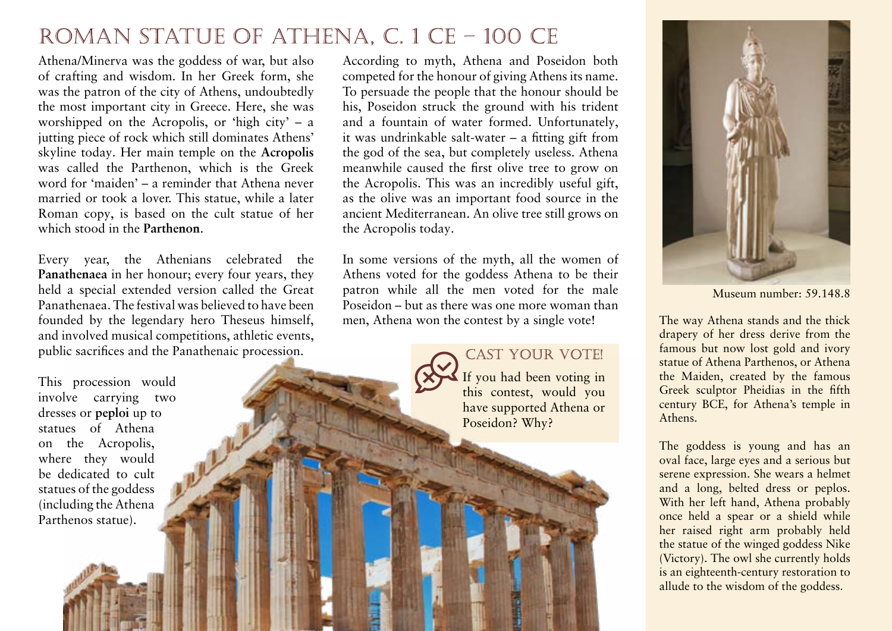# Roman Statue of Athena, c. 1 CE – 100 CE

Athena/Minerva was the goddess of war, but also of crafting and wisdom. In her Greek form, she was the patron of the city of Athens, undoubtedly the most important city in Greece. Here, she was worshipped on the Acropolis, or 'high city' – a jutting piece of rock which still dominates Athens' skyline today. Her main temple on the **Acropolis** was called the Parthenon, which is the Greek word for 'maiden' – a reminder that Athena never married or took a lover. This statue, while a later Roman copy, is based on the cult statue of her which stood in the **Parthenon**.

Every year, the Athenians celebrated the **Panathenaea** in her honour; every four years, they held a special extended version called the Great Panathenaea. The festival was believed to have been founded by the legendary hero Theseus himself, and involved musical competitions, athletic events, public sacrifices and the Panathenaic procession.

This procession would involve carrying two dresses or **peploi** up to statues of Athena on the Acropolis, where they would be dedicated to cult statues of the goddess (including the Athena Parthenos statue).

According to myth, Athena and Poseidon both competed for the honour of giving Athens its name. To persuade the people that the honour should be his, Poseidon struck the ground with his trident and a fountain of water formed. Unfortunately, it was undrinkable salt-water – a fitting gift from the god of the sea, but completely useless. Athena meanwhile caused the first olive tree to grow on the Acropolis. This was an incredibly useful gift, as the olive was an important food source in the ancient Mediterranean. An olive tree still grows on the Acropolis today.

In some versions of the myth, all the women of Athens voted for the goddess Athena to be their patron while all the men voted for the male Poseidon – but as there was one more woman than men, Athena won the contest by a single vote!

## Cast Your Vote!

If you had been voting in this contest, would you have supported Athena or Poseidon? Why?

Museum number: 59.148.8

The way Athena stands and the thick drapery of her dress derive from the famous but now lost gold and ivory statue of Athena Parthenos, or Athena the Maiden, created by the famous Greek sculptor Pheidias in the fifth century BCE, for Athena's temple in Athens.

The goddess is young and has an oval face, large eyes and a serious but serene expression. She wears a helmet and a long, belted dress or peplos. With her left hand, Athena probably once held a spear or a shield while her raised right arm probably held the statue of the winged goddess Nike (Victory). The owl she currently holds is an eighteenth-century restoration to allude to the wisdom of the goddess.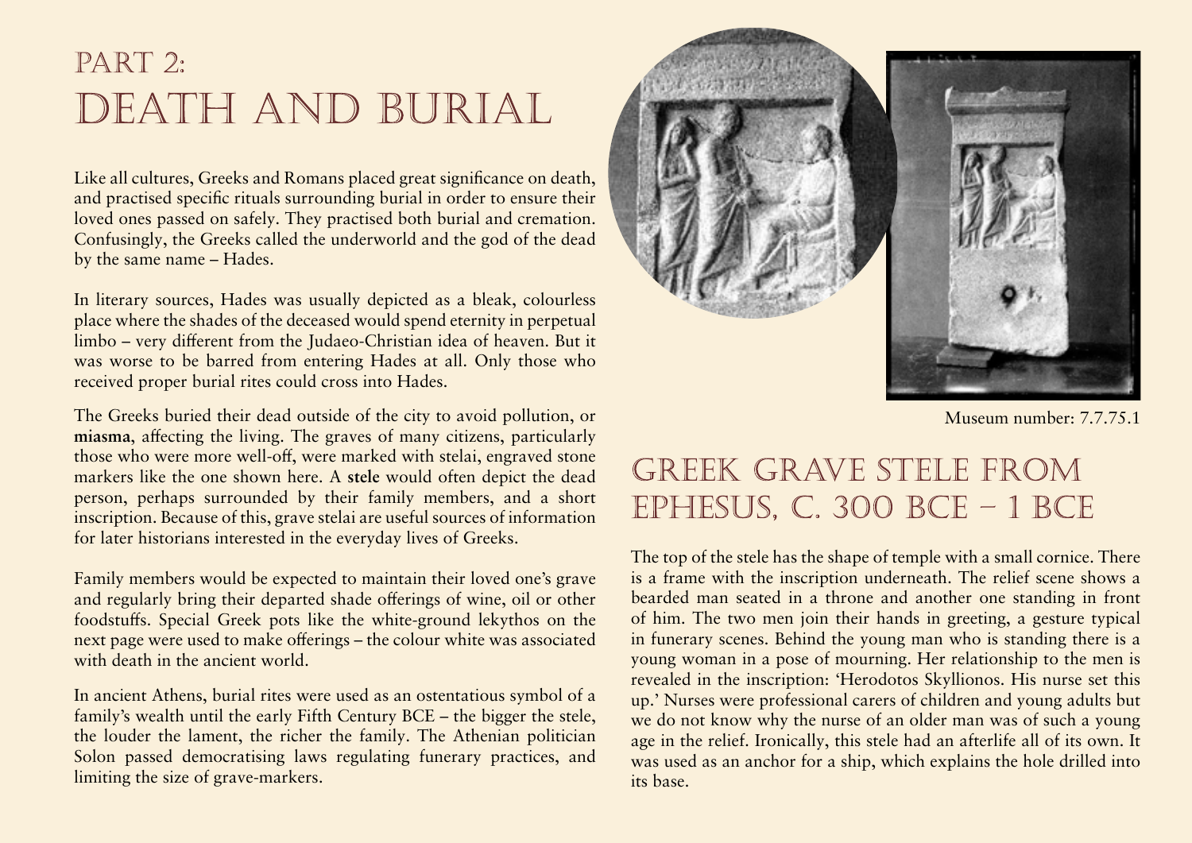# Part 2: Death and Burial

Like all cultures, Greeks and Romans placed great significance on death, and practised specific rituals surrounding burial in order to ensure their loved ones passed on safely. They practised both burial and cremation. Confusingly, the Greeks called the underworld and the god of the dead by the same name – Hades.

In literary sources, Hades was usually depicted as a bleak, colourless place where the shades of the deceased would spend eternity in perpetual limbo – very different from the Judaeo-Christian idea of heaven. But it was worse to be barred from entering Hades at all. Only those who received proper burial rites could cross into Hades.

The Greeks buried their dead outside of the city to avoid pollution, or **miasma**, affecting the living. The graves of many citizens, particularly those who were more well-off, were marked with stelai, engraved stone markers like the one shown here. A **stele** would often depict the dead person, perhaps surrounded by their family members, and a short inscription. Because of this, grave stelai are useful sources of information for later historians interested in the everyday lives of Greeks.

Family members would be expected to maintain their loved one's grave and regularly bring their departed shade offerings of wine, oil or other foodstuffs. Special Greek pots like the white-ground lekythos on the next page were used to make offerings – the colour white was associated with death in the ancient world.

In ancient Athens, burial rites were used as an ostentatious symbol of a family's wealth until the early Fifth Century BCE – the bigger the stele, the louder the lament, the richer the family. The Athenian politician Solon passed democratising laws regulating funerary practices, and limiting the size of grave-markers.

Museum number: 7.7.75.1

## Greek Grave Stele from Ephesus, c. 300 BCE – 1 BCE

The top of the stele has the shape of temple with a small cornice. There is a frame with the inscription underneath. The relief scene shows a bearded man seated in a throne and another one standing in front of him. The two men join their hands in greeting, a gesture typical in funerary scenes. Behind the young man who is standing there is a young woman in a pose of mourning. Her relationship to the men is revealed in the inscription: 'Herodotos Skyllionos. His nurse set this up.' Nurses were professional carers of children and young adults but we do not know why the nurse of an older man was of such a young age in the relief. Ironically, this stele had an afterlife all of its own. It was used as an anchor for a ship, which explains the hole drilled into its base.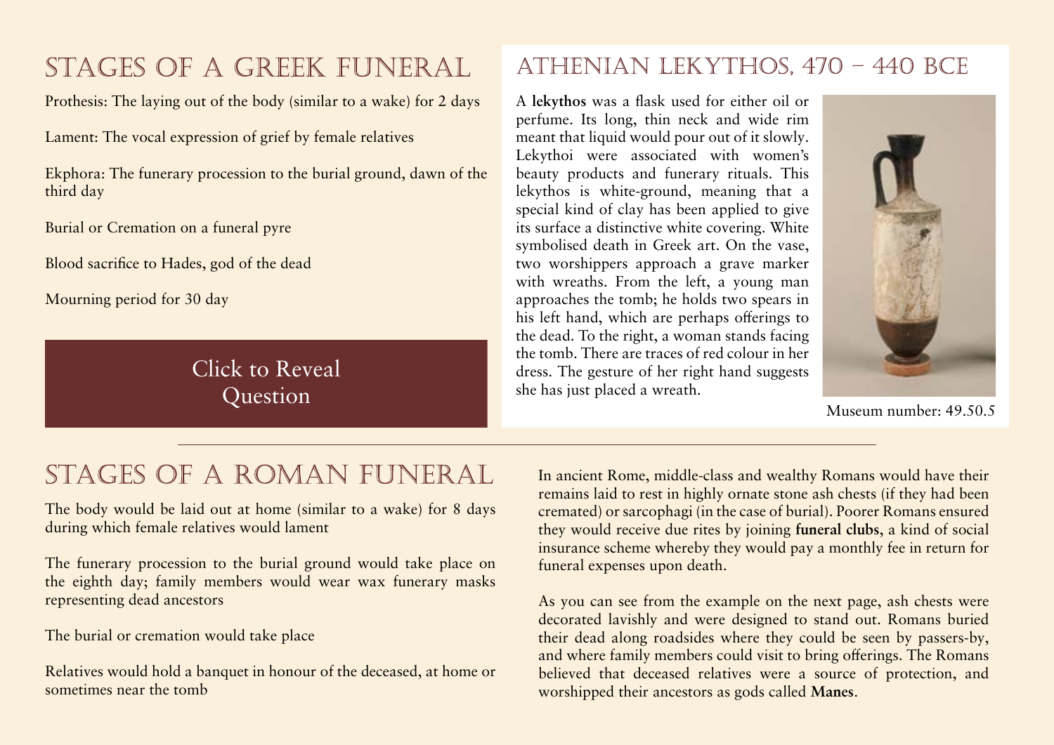## Stages of a Greek Funeral

Prothesis: The laying out of the body (similar to a wake) for 2 days

Lament: The vocal expression of grief by female relatives

Ekphora: The funerary procession to the burial ground, dawn of the third day

Burial or Cremation on a funeral pyre

Blood sacrifice to Hades, god of the dead

Mourning period for 30 day

Click to Reveal Question

## Athenian Lekythos, 470 – 440 BCE

A **lekythos** was a flask used for either oil or perfume. Its long, thin neck and wide rim meant that liquid would pour out of it slowly. Lekythoi were associated with women's beauty products and funerary rituals. This lekythos is white-ground, meaning that a special kind of clay has been applied to give its surface a distinctive white covering. White symbolised death in Greek art. On the vase, two worshippers approach a grave marker with wreaths. From the left, a young man approaches the tomb; he holds two spears in his left hand, which are perhaps offerings to the dead. To the right, a woman stands facing the tomb. There are traces of red colour in her dress. The gesture of her right hand suggests she has just placed a wreath.

Museum number: 49.50.5

---

## Stages of a Roman Funeral

The body would be laid out at home (similar to a wake) for 8 days during which female relatives would lament

The funerary procession to the burial ground would take place on the eighth day; family members would wear wax funerary masks representing dead ancestors

The burial or cremation would take place

Relatives would hold a banquet in honour of the deceased, at home or sometimes near the tomb

In ancient Rome, middle-class and wealthy Romans would have their remains laid to rest in highly ornate stone ash chests (if they had been cremated) or sarcophagi (in the case of burial). Poorer Romans ensured they would receive due rites by joining **funeral clubs**, a kind of social insurance scheme whereby they would pay a monthly fee in return for funeral expenses upon death.

As you can see from the example on the next page, ash chests were decorated lavishly and were designed to stand out. Romans buried their dead along roadsides where they could be seen by passers-by, and where family members could visit to bring offerings. The Romans believed that deceased relatives were a source of protection, and worshipped their ancestors as gods called **Manes**.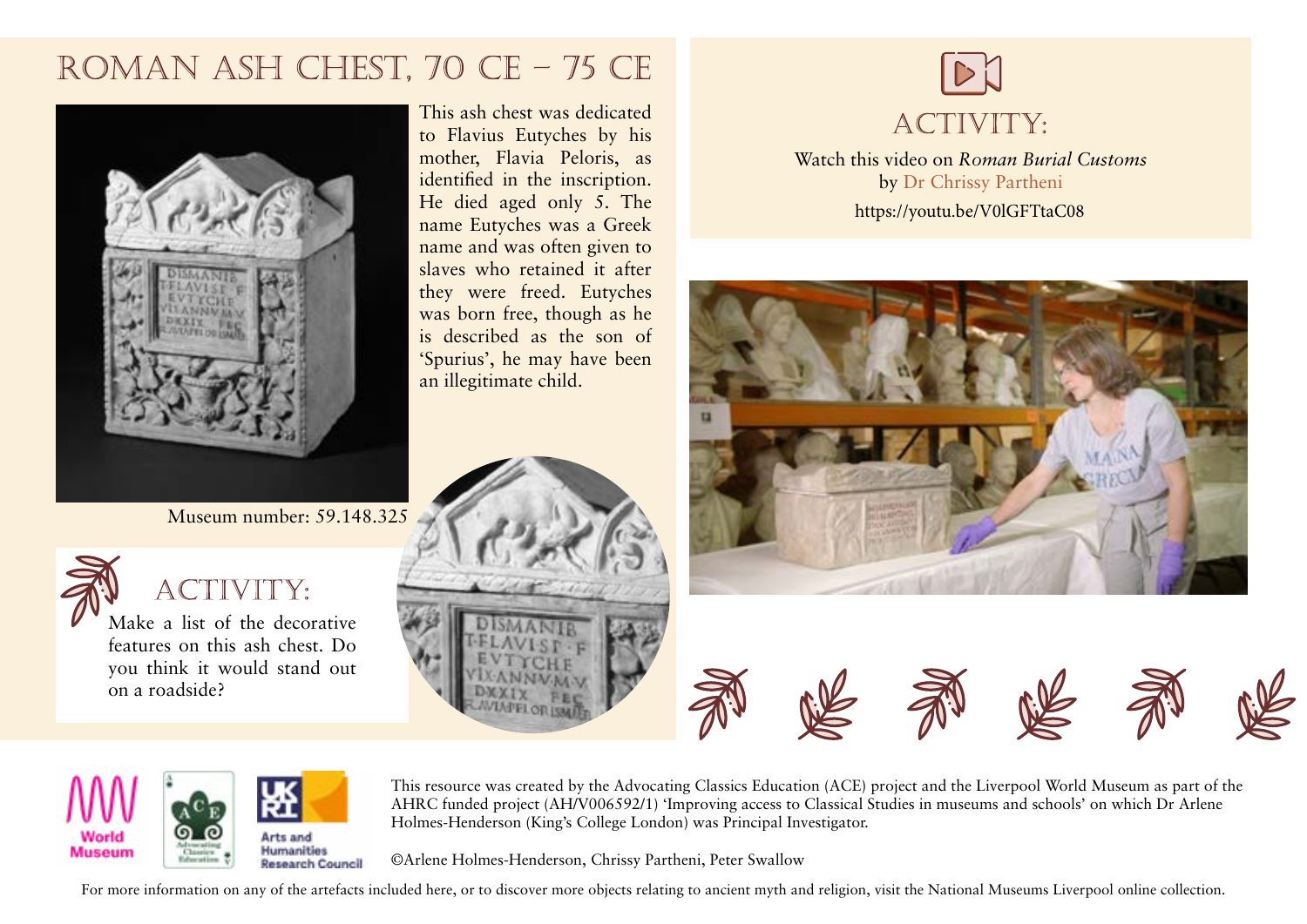# Roman Ash Chest, 70 CE – 75 CE

This ash chest was dedicated to Flavius Eutyches by his mother, Flavia Peloris, as identified in the inscription. He died aged only 5. The name Eutyches was a Greek name and was often given to slaves who retained it after they were freed. Eutyches was born free, though as he is described as the son of 'Spurius', he may have been an illegitimate child.

Museum number: 59.148.325

## Activity:

Make a list of the decorative features on this ash chest. Do you think it would stand out on a roadside?

## Activity:

Watch this video on *Roman Burial Customs* by Dr Chrissy Partheni

https://youtu.be/V0lGFTtaC08

This resource was created by the Advocating Classics Education (ACE) project and the Liverpool World Museum as part of the AHRC funded project (AH/V006592/1) 'Improving access to Classical Studies in museums and schools' on which Dr Arlene Holmes-Henderson (King's College London) was Principal Investigator.

©Arlene Holmes-Henderson, Chrissy Partheni, Peter Swallow

For more information on any of the artefacts included here, or to discover more objects relating to ancient myth and religion, visit the National Museums Liverpool online collection.